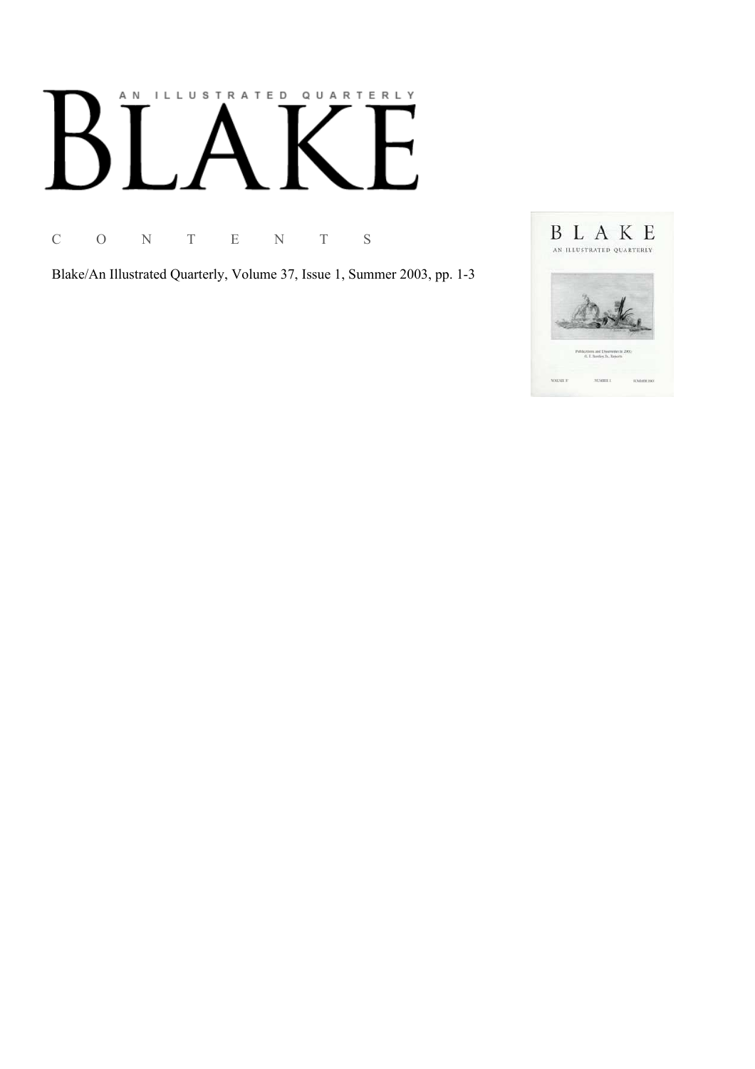AN ILLUSTRATED QUARTERLY

# BLAKE

C O N T E N T S

Blake/An Illustrated Quarterly, Volume 37, Issue 1, Summer 2003, pp. 1-3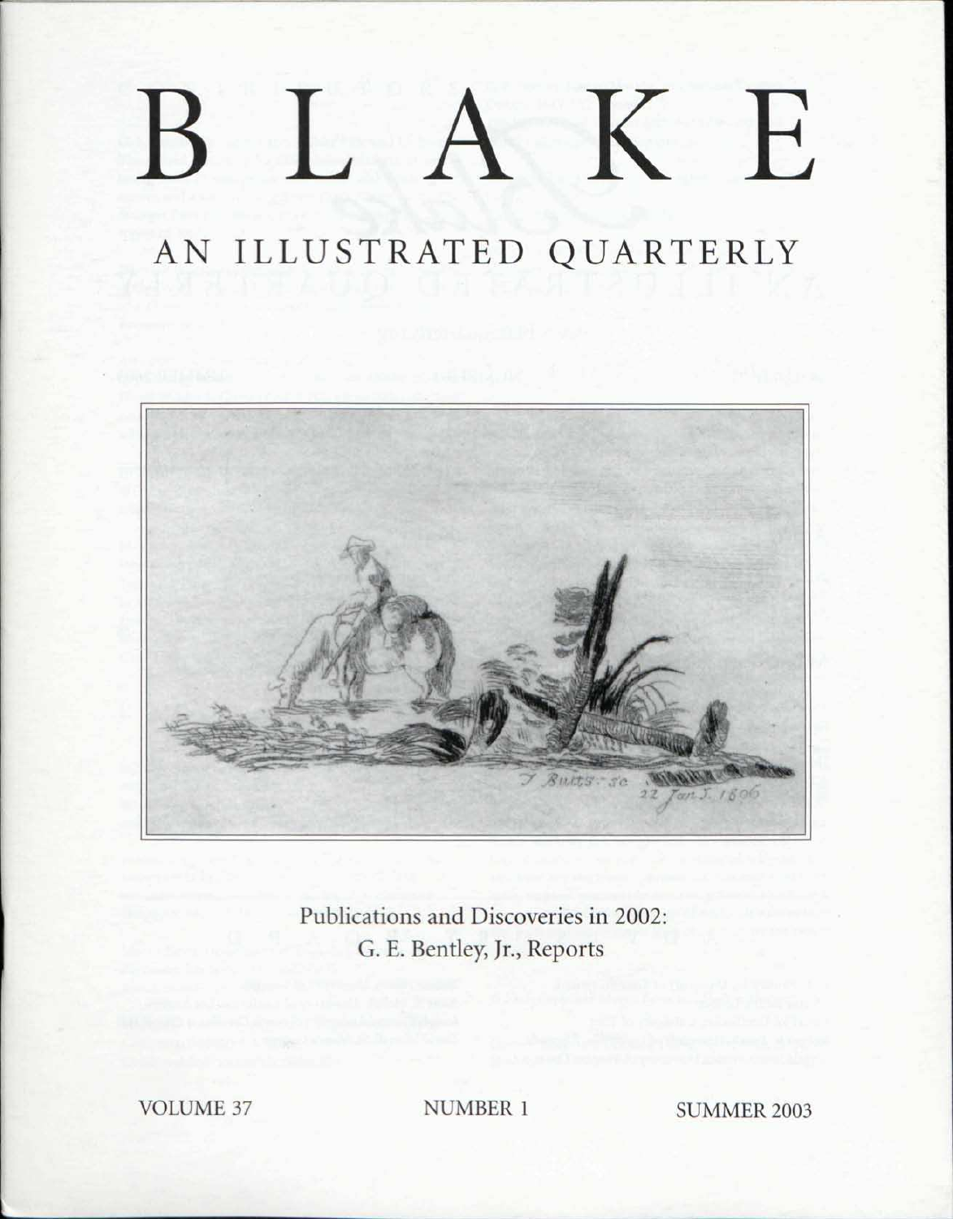# BLAKE

## AN ILLUSTRATED QUARTERLY

Publications and Discoveries in 2002:
G. E. Bentley, Jr., Reports

VOLUME 37 NUMBER 1 SUMMER 2003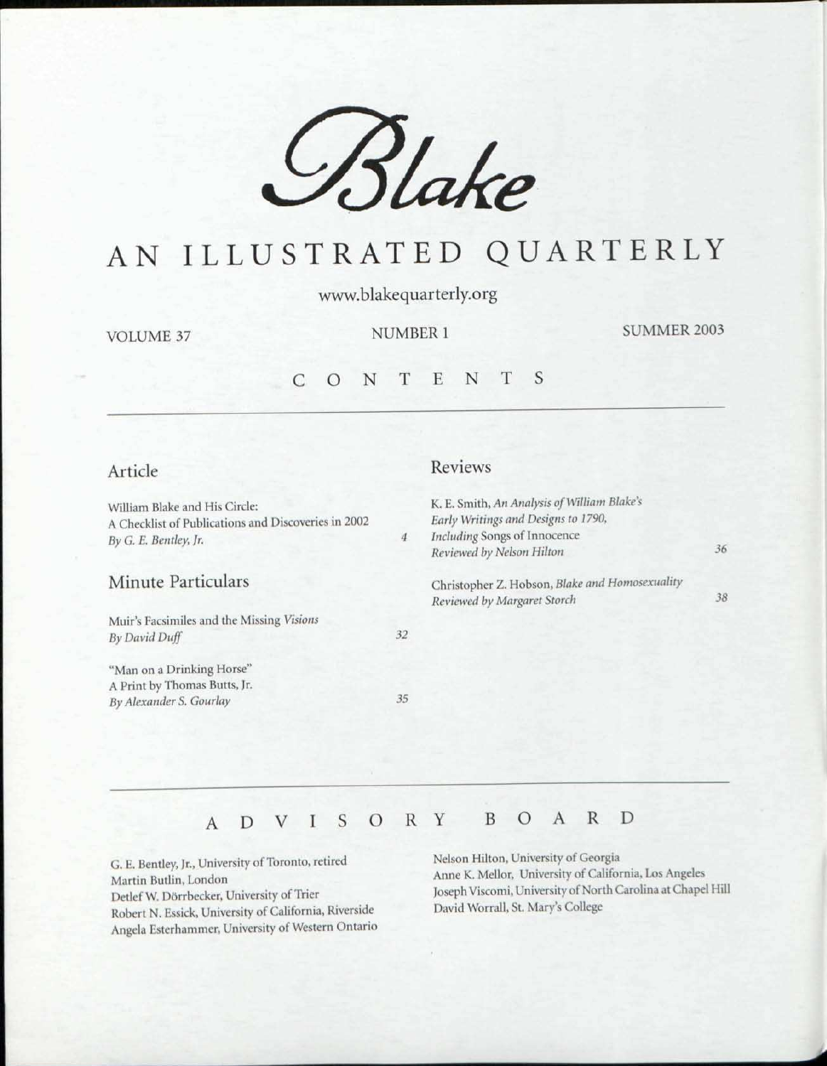# *Blake*

# AN ILLUSTRATED QUARTERLY

www.blakequarterly.org

VOLUME 37 NUMBER 1 SUMMER 2003

## CONTENTS

### Article

William Blake and His Circle:
A Checklist of Publications and Discoveries in 2002
*By G. E. Bentley, Jr.* 4

### Minute Particulars

Muir's Facsimiles and the Missing *Visions*
*By David Duff* 32

"Man on a Drinking Horse"
A Print by Thomas Butts, Jr.
*By Alexander S. Gourlay* 35

### Reviews

K. E. Smith, *An Analysis of William Blake's Early Writings and Designs to 1790, Including* Songs of Innocence
*Reviewed by Nelson Hilton* 36

Christopher Z. Hobson, *Blake and Homosexuality*
*Reviewed by Margaret Storch* 38

## ADVISORY BOARD

G. E. Bentley, Jr., University of Toronto, retired
Martin Butlin, London
Detlef W. Dörrbecker, University of Trier
Robert N. Essick, University of California, Riverside
Angela Esterhammer, University of Western Ontario
Nelson Hilton, University of Georgia
Anne K. Mellor, University of California, Los Angeles
Joseph Viscomi, University of North Carolina at Chapel Hill
David Worrall, St. Mary's College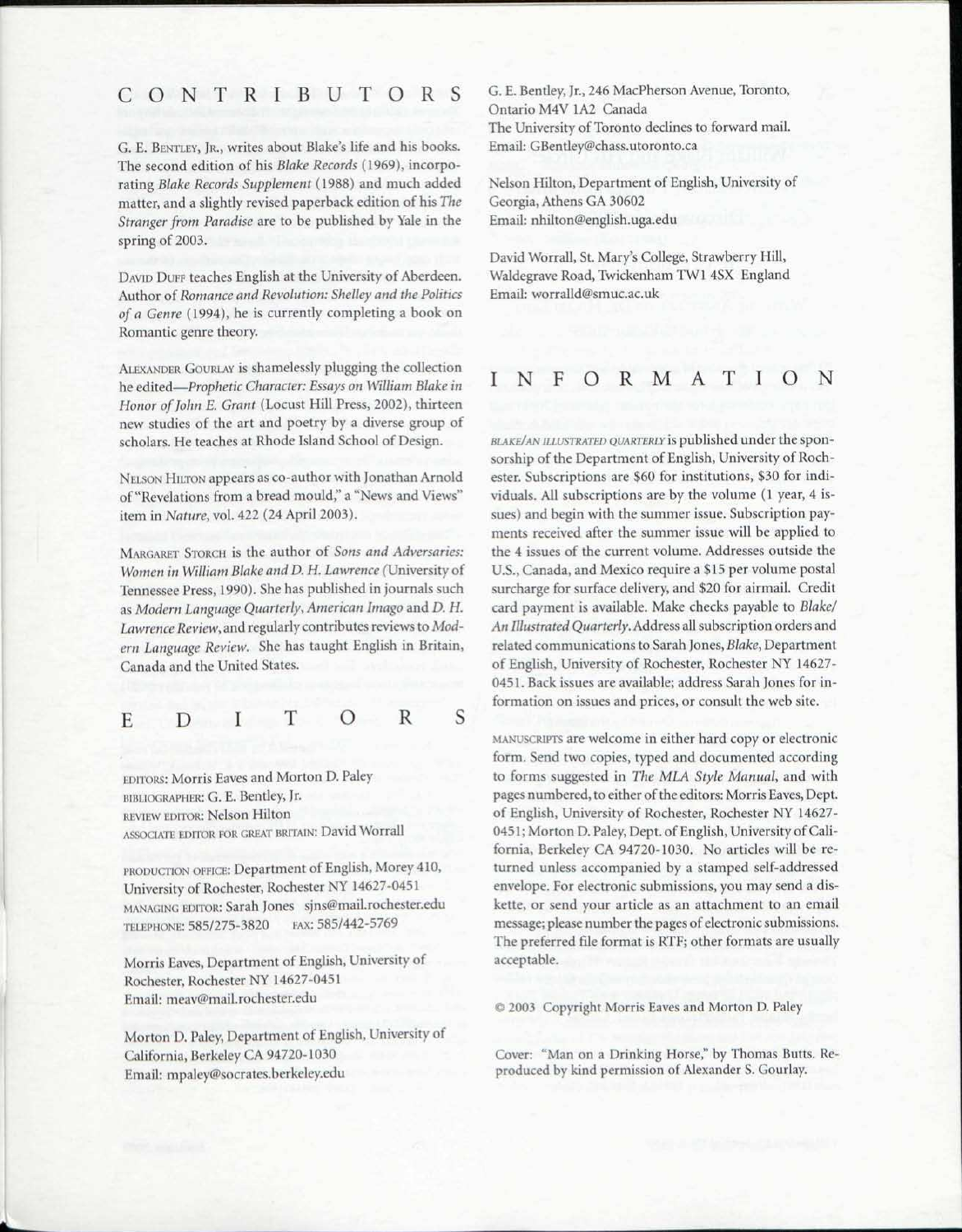## CONTRIBUTORS

G. E. Bentley, Jr., writes about Blake's life and his books. The second edition of his *Blake Records* (1969), incorporating *Blake Records Supplement* (1988) and much added matter, and a slightly revised paperback edition of his *The Stranger from Paradise* are to be published by Yale in the spring of 2003.

David Duff teaches English at the University of Aberdeen. Author of *Romance and Revolution: Shelley and the Politics of a Genre* (1994), he is currently completing a book on Romantic genre theory.

Alexander Gourlay is shamelessly plugging the collection he edited—*Prophetic Character: Essays on William Blake in Honor of John E. Grant* (Locust Hill Press, 2002), thirteen new studies of the art and poetry by a diverse group of scholars. He teaches at Rhode Island School of Design.

Nelson Hilton appears as co-author with Jonathan Arnold of "Revelations from a bread mould," a "News and Views" item in *Nature*, vol. 422 (24 April 2003).

Margaret Storch is the author of *Sons and Adversaries: Women in William Blake and D. H. Lawrence* (University of Tennessee Press, 1990). She has published in journals such as *Modern Language Quarterly*, *American Imago* and *D. H. Lawrence Review*, and regularly contributes reviews to *Modern Language Review*. She has taught English in Britain, Canada and the United States.

## EDITORS

Editors: Morris Eaves and Morton D. Paley
Bibliographer: G. E. Bentley, Jr.
Review Editor: Nelson Hilton
Associate Editor for Great Britain: David Worrall

Production Office: Department of English, Morey 410, University of Rochester, Rochester NY 14627-0451
Managing Editor: Sarah Jones sjns@mail.rochester.edu
Telephone: 585/275-3820 Fax: 585/442-5769

Morris Eaves, Department of English, University of Rochester, Rochester NY 14627-0451
Email: meav@mail.rochester.edu

Morton D. Paley, Department of English, University of California, Berkeley CA 94720-1030
Email: mpaley@socrates.berkeley.edu

G. E. Bentley, Jr., 246 MacPherson Avenue, Toronto, Ontario M4V 1A2 Canada
The University of Toronto declines to forward mail.
Email: GBentley@chass.utoronto.ca

Nelson Hilton, Department of English, University of Georgia, Athens GA 30602
Email: nhilton@english.uga.edu

David Worrall, St. Mary's College, Strawberry Hill, Waldegrave Road, Twickenham TW1 4SX England
Email: worralld@smuc.ac.uk

## INFORMATION

*Blake/An Illustrated Quarterly* is published under the sponsorship of the Department of English, University of Rochester. Subscriptions are $60 for institutions, $30 for individuals. All subscriptions are by the volume (1 year, 4 issues) and begin with the summer issue. Subscription payments received after the summer issue will be applied to the 4 issues of the current volume. Addresses outside the U.S., Canada, and Mexico require a $15 per volume postal surcharge for surface delivery, and $20 for airmail. Credit card payment is available. Make checks payable to *Blake/ An Illustrated Quarterly*. Address all subscription orders and related communications to Sarah Jones, *Blake*, Department of English, University of Rochester, Rochester NY 14627-0451. Back issues are available; address Sarah Jones for information on issues and prices, or consult the web site.

Manuscripts are welcome in either hard copy or electronic form. Send two copies, typed and documented according to forms suggested in *The MLA Style Manual*, and with pages numbered, to either of the editors: Morris Eaves, Dept. of English, University of Rochester, Rochester NY 14627-0451; Morton D. Paley, Dept. of English, University of California, Berkeley CA 94720-1030. No articles will be returned unless accompanied by a stamped self-addressed envelope. For electronic submissions, you may send a diskette, or send your article as an attachment to an email message; please number the pages of electronic submissions. The preferred file format is RTF; other formats are usually acceptable.

© 2003 Copyright Morris Eaves and Morton D. Paley

Cover: "Man on a Drinking Horse," by Thomas Butts. Reproduced by kind permission of Alexander S. Gourlay.